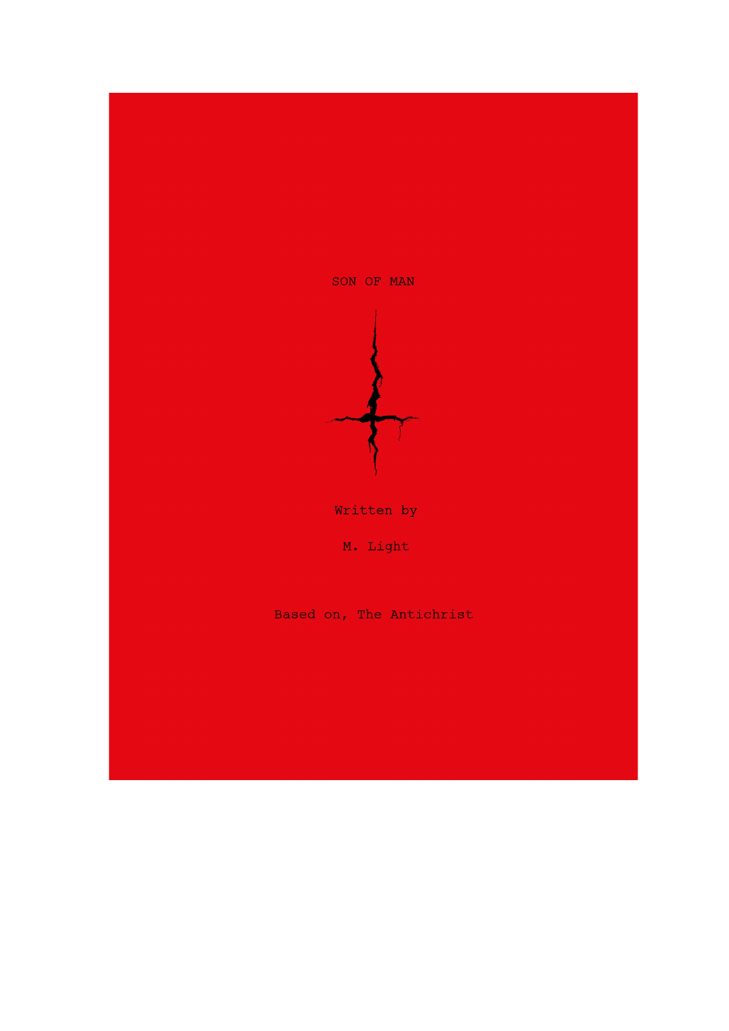# SON OF MAN

Written by

M. Light

Based on, The Antichrist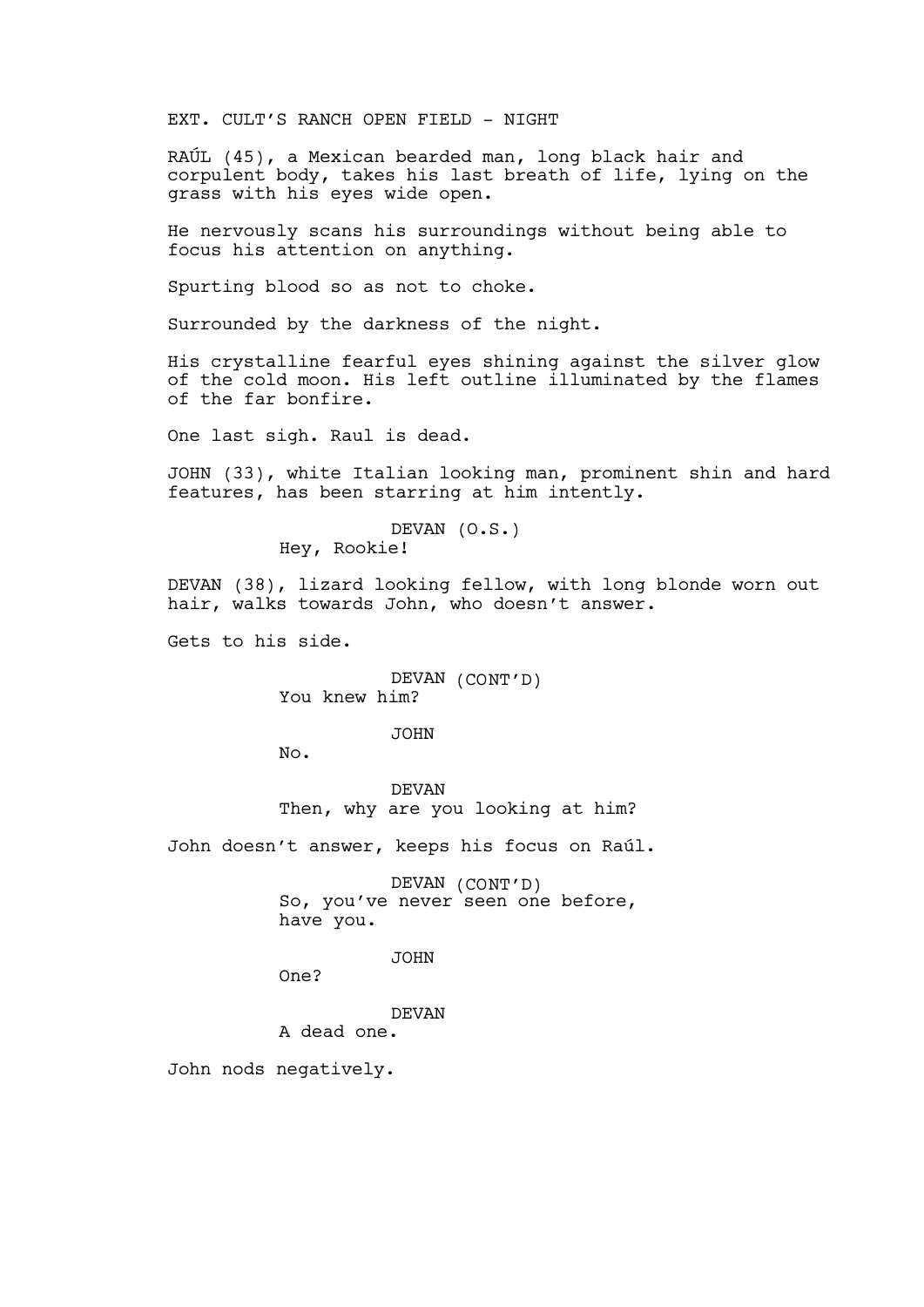EXT. CULT'S RANCH OPEN FIELD - NIGHT

RAÚL (45), a Mexican bearded man, long black hair and corpulent body, takes his last breath of life, lying on the grass with his eyes wide open.

He nervously scans his surroundings without being able to focus his attention on anything.

Spurting blood so as not to choke.

Surrounded by the darkness of the night.

His crystalline fearful eyes shining against the silver glow of the cold moon. His left outline illuminated by the flames of the far bonfire.

One last sigh. Raul is dead.

JOHN (33), white Italian looking man, prominent shin and hard features, has been starring at him intently.

DEVAN (O.S.)
Hey, Rookie!

DEVAN (38), lizard looking fellow, with long blonde worn out hair, walks towards John, who doesn't answer.

Gets to his side.

DEVAN (CONT'D)
You knew him?

JOHN
No.

DEVAN
Then, why are you looking at him?

John doesn't answer, keeps his focus on Raúl.

DEVAN (CONT'D)
So, you've never seen one before, have you.

JOHN
One?

DEVAN
A dead one.

John nods negatively.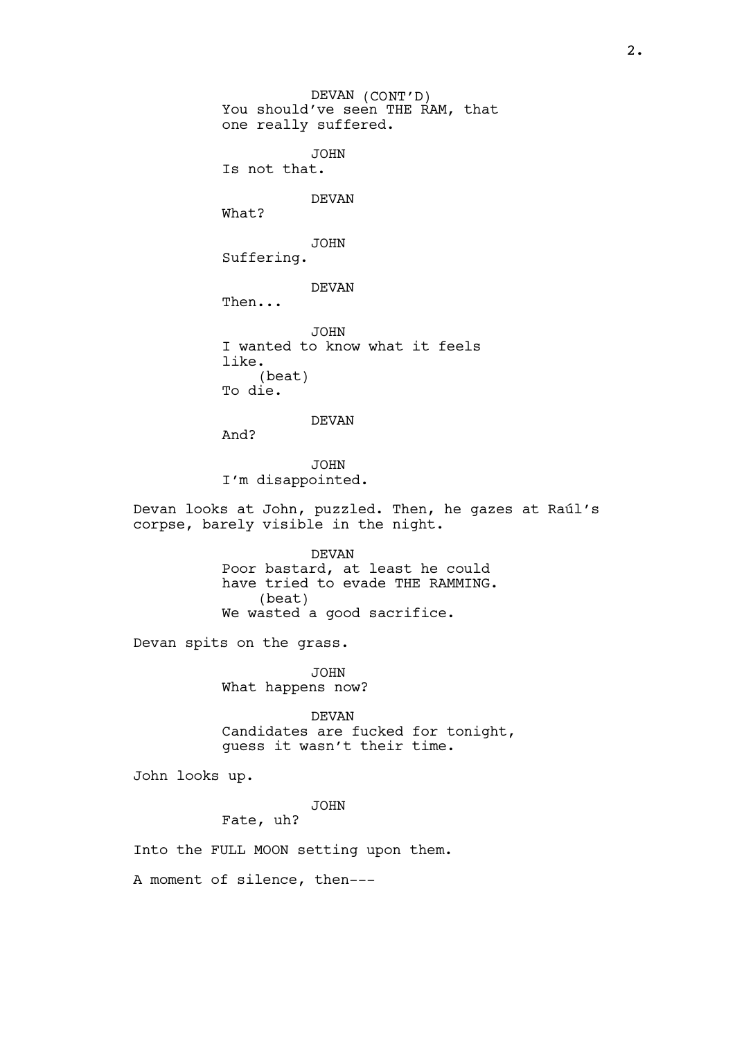DEVAN (CONT'D)
You should've seen THE RAM, that one really suffered.

JOHN
Is not that.

DEVAN
What?

JOHN
Suffering.

DEVAN
Then...

JOHN
I wanted to know what it feels like.
(beat)
To die.

DEVAN
And?

JOHN
I'm disappointed.

Devan looks at John, puzzled. Then, he gazes at Raúl's corpse, barely visible in the night.

DEVAN
Poor bastard, at least he could have tried to evade THE RAMMING.
(beat)
We wasted a good sacrifice.

Devan spits on the grass.

JOHN
What happens now?

DEVAN
Candidates are fucked for tonight, guess it wasn't their time.

John looks up.

JOHN
Fate, uh?

Into the FULL MOON setting upon them.

A moment of silence, then---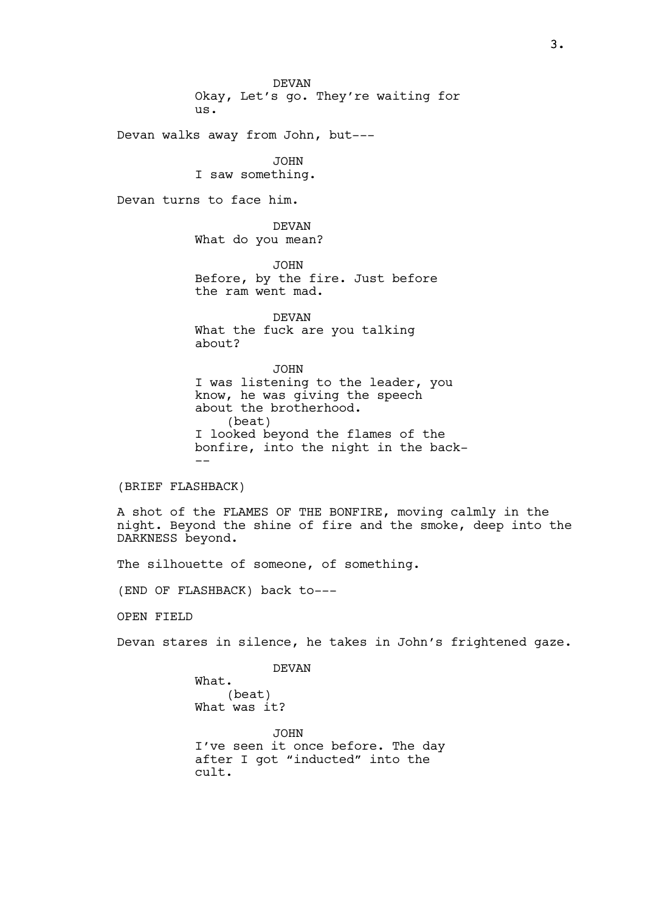DEVAN
Okay, Let's go. They're waiting for us.

Devan walks away from John, but---

JOHN
I saw something.

Devan turns to face him.

DEVAN
What do you mean?

JOHN
Before, by the fire. Just before the ram went mad.

DEVAN
What the fuck are you talking about?

JOHN
I was listening to the leader, you know, he was giving the speech about the brotherhood.
(beat)
I looked beyond the flames of the bonfire, into the night in the back---

(BRIEF FLASHBACK)

A shot of the FLAMES OF THE BONFIRE, moving calmly in the night. Beyond the shine of fire and the smoke, deep into the DARKNESS beyond.

The silhouette of someone, of something.

(END OF FLASHBACK) back to---

OPEN FIELD

Devan stares in silence, he takes in John's frightened gaze.

DEVAN
What.
(beat)
What was it?

JOHN
I've seen it once before. The day after I got "inducted" into the cult.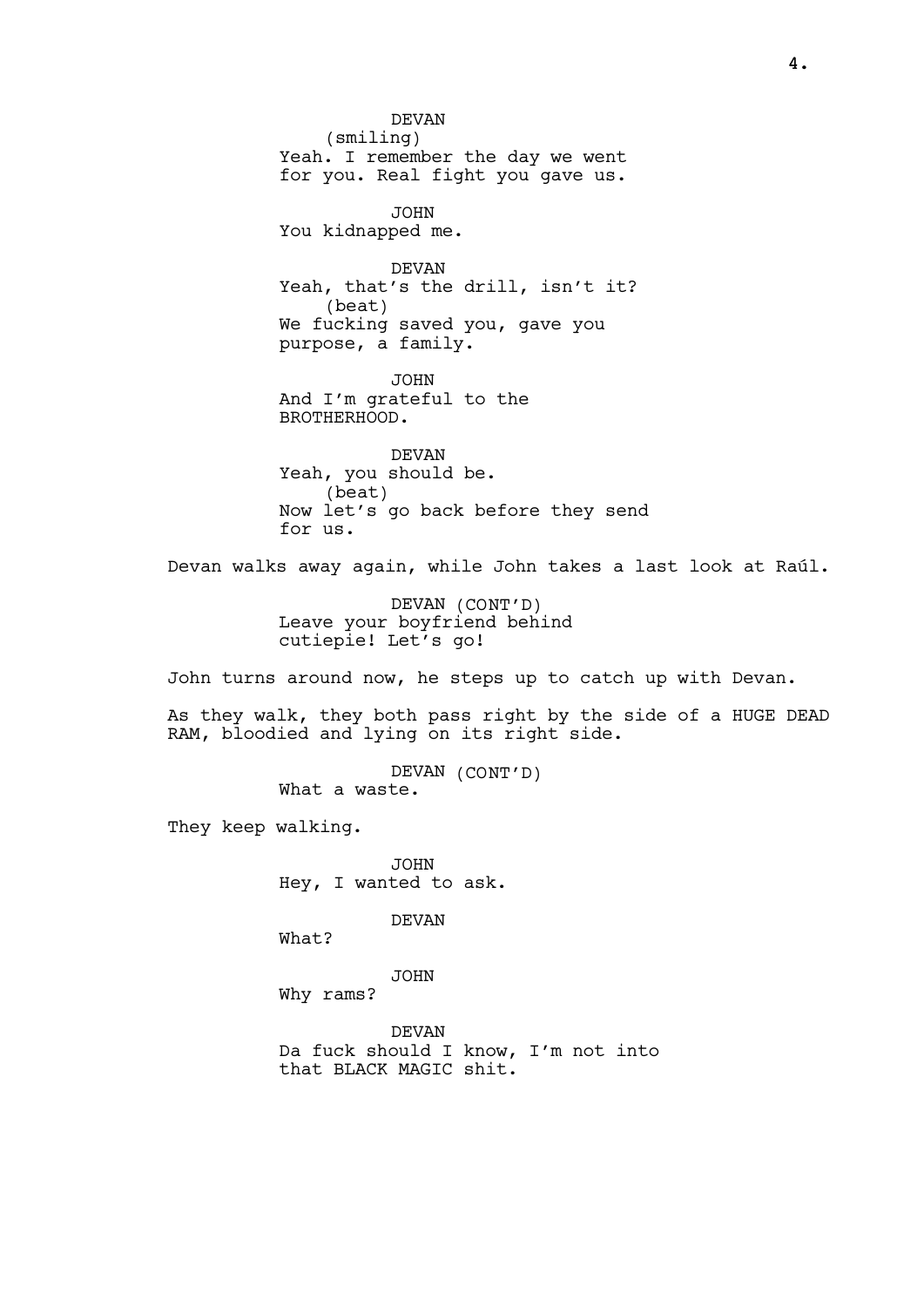DEVAN
(smiling)
Yeah. I remember the day we went for you. Real fight you gave us.

JOHN
You kidnapped me.

DEVAN
Yeah, that's the drill, isn't it?
(beat)
We fucking saved you, gave you purpose, a family.

JOHN
And I'm grateful to the BROTHERHOOD.

DEVAN
Yeah, you should be.
(beat)
Now let's go back before they send for us.

Devan walks away again, while John takes a last look at Raúl.

DEVAN (CONT'D)
Leave your boyfriend behind cutiepie! Let's go!

John turns around now, he steps up to catch up with Devan.

As they walk, they both pass right by the side of a HUGE DEAD RAM, bloodied and lying on its right side.

DEVAN (CONT'D)
What a waste.

They keep walking.

JOHN
Hey, I wanted to ask.

DEVAN
What?

JOHN
Why rams?

DEVAN
Da fuck should I know, I'm not into that BLACK MAGIC shit.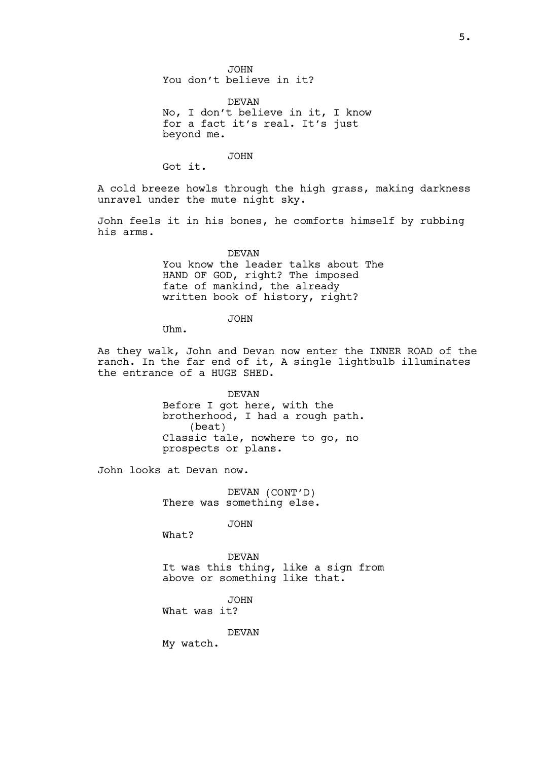JOHN
You don't believe in it?

DEVAN
No, I don't believe in it, I know for a fact it's real. It's just beyond me.

JOHN
Got it.

A cold breeze howls through the high grass, making darkness unravel under the mute night sky.

John feels it in his bones, he comforts himself by rubbing his arms.

DEVAN
You know the leader talks about The HAND OF GOD, right? The imposed fate of mankind, the already written book of history, right?

JOHN
Uhm.

As they walk, John and Devan now enter the INNER ROAD of the ranch. In the far end of it, A single lightbulb illuminates the entrance of a HUGE SHED.

DEVAN
Before I got here, with the brotherhood, I had a rough path.
(beat)
Classic tale, nowhere to go, no prospects or plans.

John looks at Devan now.

DEVAN (CONT'D)
There was something else.

JOHN
What?

DEVAN
It was this thing, like a sign from above or something like that.

JOHN
What was it?

DEVAN
My watch.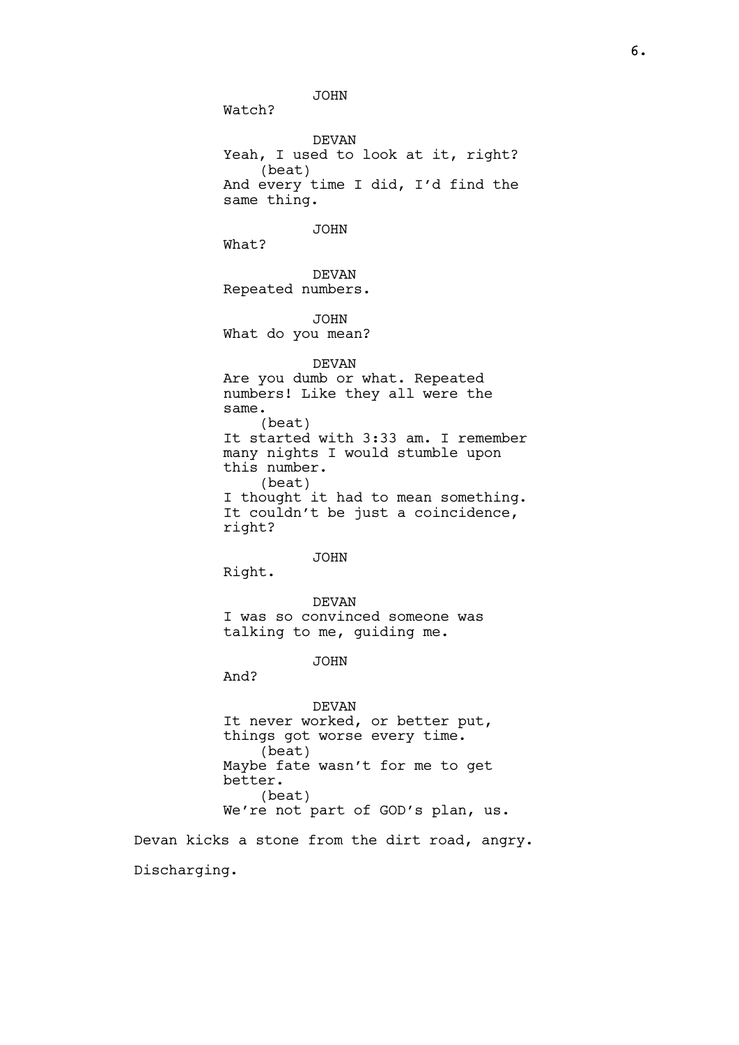JOHN

Watch?

DEVAN

Yeah, I used to look at it, right?

(beat)

And every time I did, I'd find the same thing.

JOHN

What?

DEVAN

Repeated numbers.

JOHN

What do you mean?

DEVAN

Are you dumb or what. Repeated numbers! Like they all were the same.

(beat)

It started with 3:33 am. I remember many nights I would stumble upon this number.

(beat)

I thought it had to mean something. It couldn't be just a coincidence, right?

JOHN

Right.

DEVAN

I was so convinced someone was talking to me, guiding me.

JOHN

And?

DEVAN

It never worked, or better put, things got worse every time.

(beat)

Maybe fate wasn't for me to get better.

(beat)

We're not part of GOD's plan, us.

Devan kicks a stone from the dirt road, angry.

Discharging.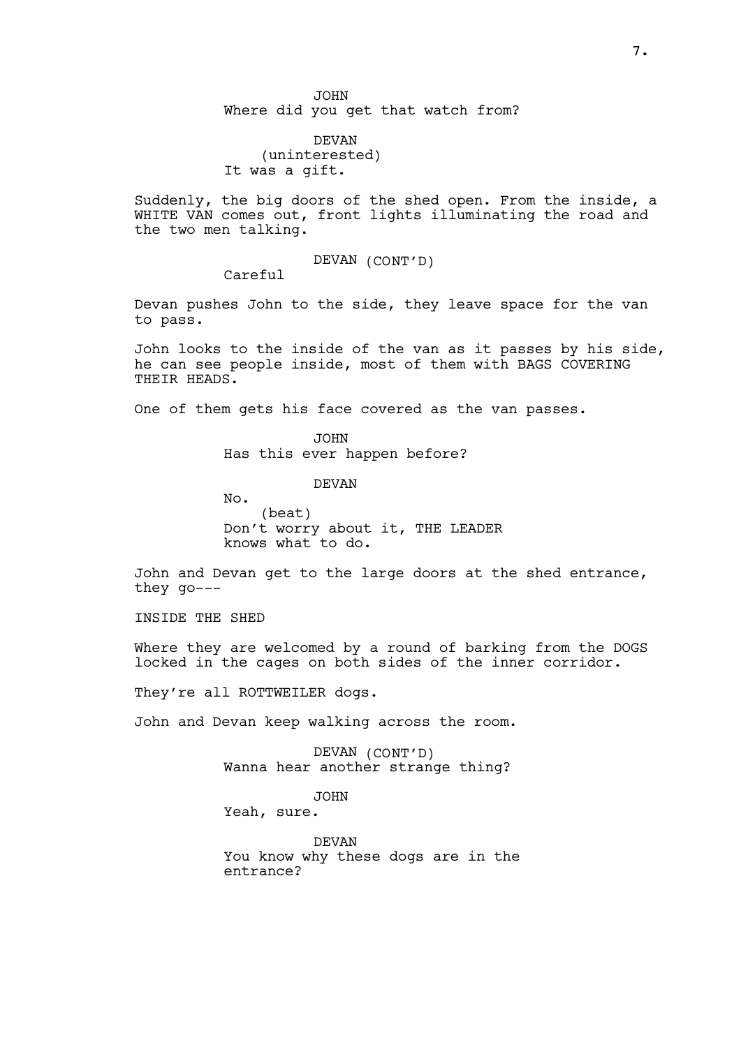JOHN
Where did you get that watch from?

DEVAN
(uninterested)
It was a gift.

Suddenly, the big doors of the shed open. From the inside, a WHITE VAN comes out, front lights illuminating the road and the two men talking.

DEVAN (CONT'D)
Careful

Devan pushes John to the side, they leave space for the van to pass.

John looks to the inside of the van as it passes by his side, he can see people inside, most of them with BAGS COVERING THEIR HEADS.

One of them gets his face covered as the van passes.

JOHN
Has this ever happen before?

DEVAN
No.
(beat)
Don't worry about it, THE LEADER knows what to do.

John and Devan get to the large doors at the shed entrance, they go---

INSIDE THE SHED

Where they are welcomed by a round of barking from the DOGS locked in the cages on both sides of the inner corridor.

They're all ROTTWEILER dogs.

John and Devan keep walking across the room.

DEVAN (CONT'D)
Wanna hear another strange thing?

JOHN
Yeah, sure.

DEVAN
You know why these dogs are in the entrance?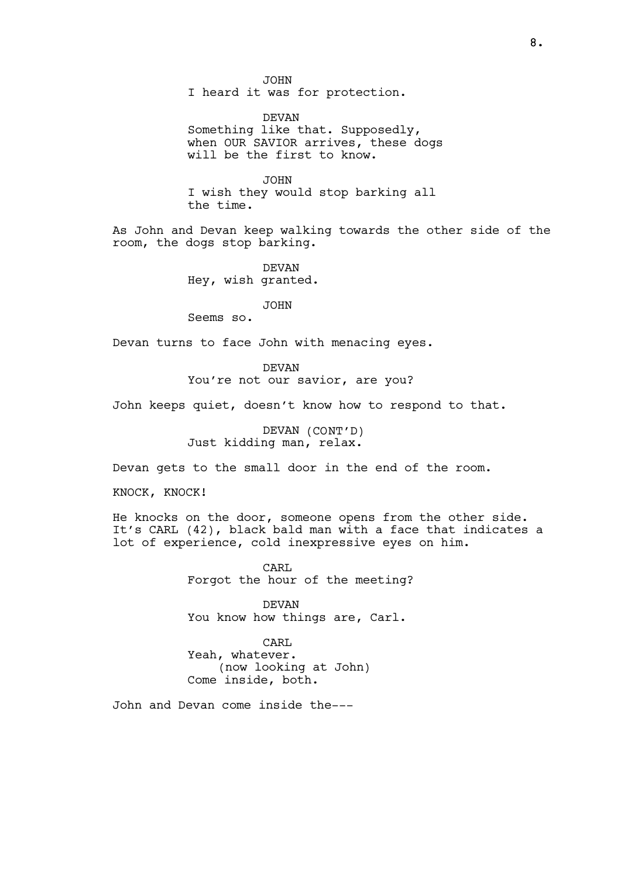JOHN
I heard it was for protection.

DEVAN
Something like that. Supposedly, when OUR SAVIOR arrives, these dogs will be the first to know.

JOHN
I wish they would stop barking all the time.

As John and Devan keep walking towards the other side of the room, the dogs stop barking.

DEVAN
Hey, wish granted.

JOHN
Seems so.

Devan turns to face John with menacing eyes.

DEVAN
You're not our savior, are you?

John keeps quiet, doesn't know how to respond to that.

DEVAN (CONT'D)
Just kidding man, relax.

Devan gets to the small door in the end of the room.

KNOCK, KNOCK!

He knocks on the door, someone opens from the other side. It's CARL (42), black bald man with a face that indicates a lot of experience, cold inexpressive eyes on him.

CARL
Forgot the hour of the meeting?

DEVAN
You know how things are, Carl.

CARL
Yeah, whatever.
(now looking at John)
Come inside, both.

John and Devan come inside the---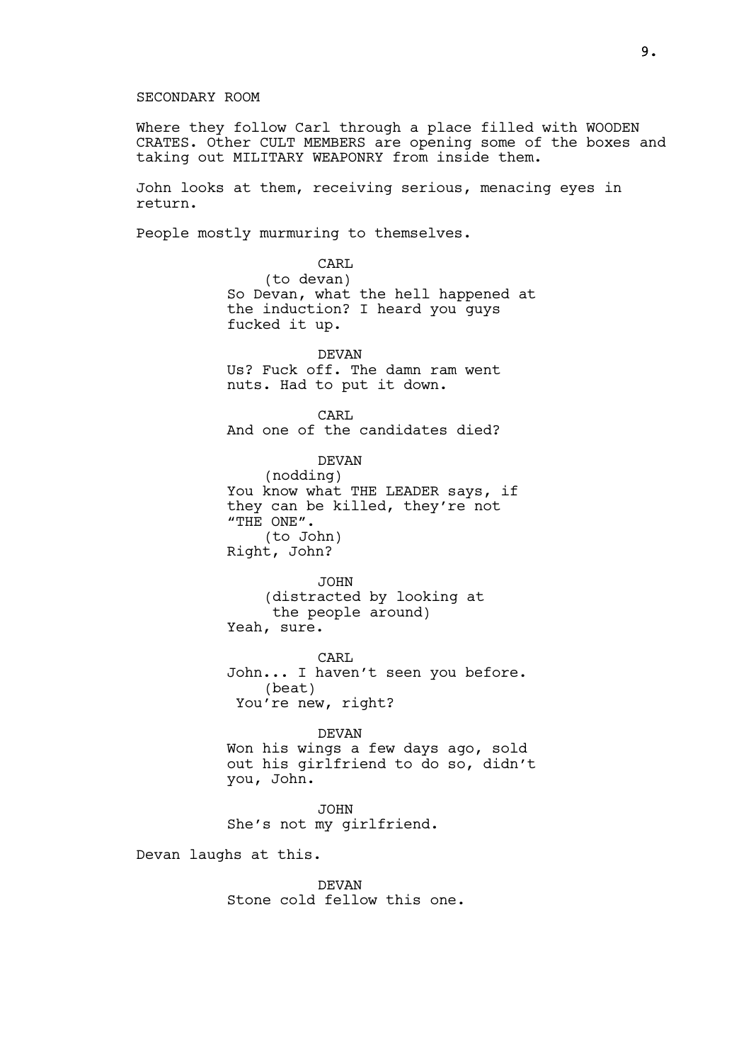SECONDARY ROOM

Where they follow Carl through a place filled with WOODEN CRATES. Other CULT MEMBERS are opening some of the boxes and taking out MILITARY WEAPONRY from inside them.

John looks at them, receiving serious, menacing eyes in return.

People mostly murmuring to themselves.

CARL
(to devan)
So Devan, what the hell happened at the induction? I heard you guys fucked it up.

DEVAN
Us? Fuck off. The damn ram went nuts. Had to put it down.

CARL
And one of the candidates died?

DEVAN
(nodding)
You know what THE LEADER says, if they can be killed, they're not "THE ONE".
(to John)
Right, John?

JOHN
(distracted by looking at the people around)
Yeah, sure.

CARL
John... I haven't seen you before.
(beat)
You're new, right?

DEVAN
Won his wings a few days ago, sold out his girlfriend to do so, didn't you, John.

JOHN
She's not my girlfriend.

Devan laughs at this.

DEVAN
Stone cold fellow this one.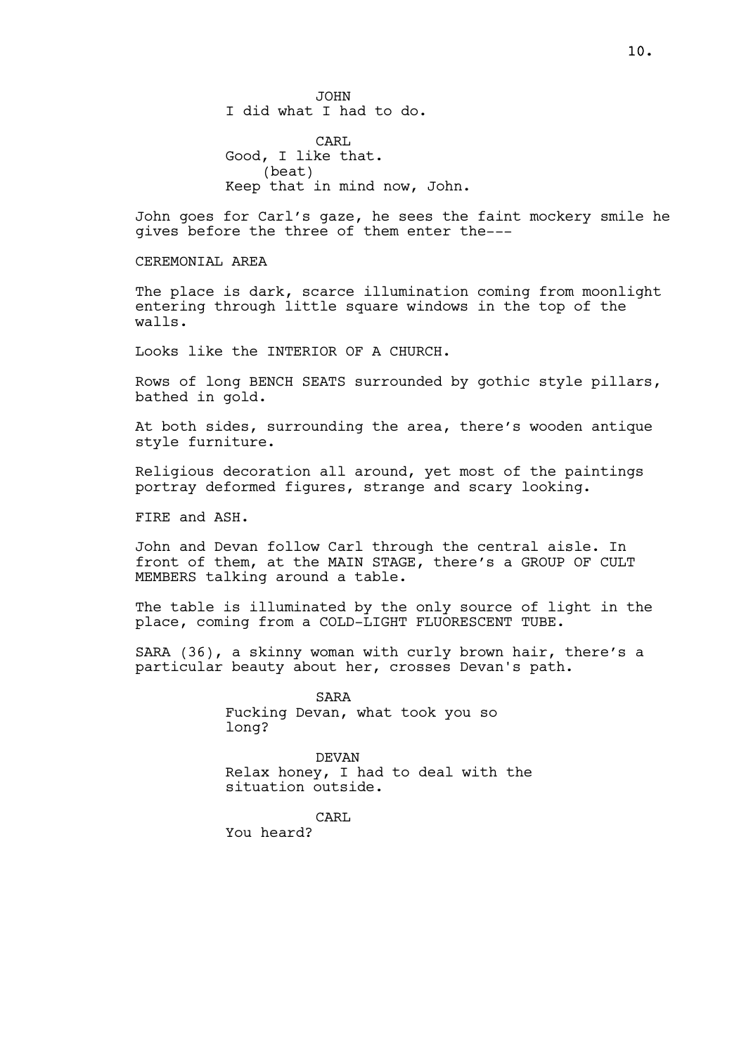JOHN
I did what I had to do.

CARL
Good, I like that.
(beat)
Keep that in mind now, John.

John goes for Carl's gaze, he sees the faint mockery smile he gives before the three of them enter the---

CEREMONIAL AREA

The place is dark, scarce illumination coming from moonlight entering through little square windows in the top of the walls.

Looks like the INTERIOR OF A CHURCH.

Rows of long BENCH SEATS surrounded by gothic style pillars, bathed in gold.

At both sides, surrounding the area, there's wooden antique style furniture.

Religious decoration all around, yet most of the paintings portray deformed figures, strange and scary looking.

FIRE and ASH.

John and Devan follow Carl through the central aisle. In front of them, at the MAIN STAGE, there's a GROUP OF CULT MEMBERS talking around a table.

The table is illuminated by the only source of light in the place, coming from a COLD-LIGHT FLUORESCENT TUBE.

SARA (36), a skinny woman with curly brown hair, there's a particular beauty about her, crosses Devan's path.

SARA
Fucking Devan, what took you so long?

DEVAN
Relax honey, I had to deal with the situation outside.

CARL
You heard?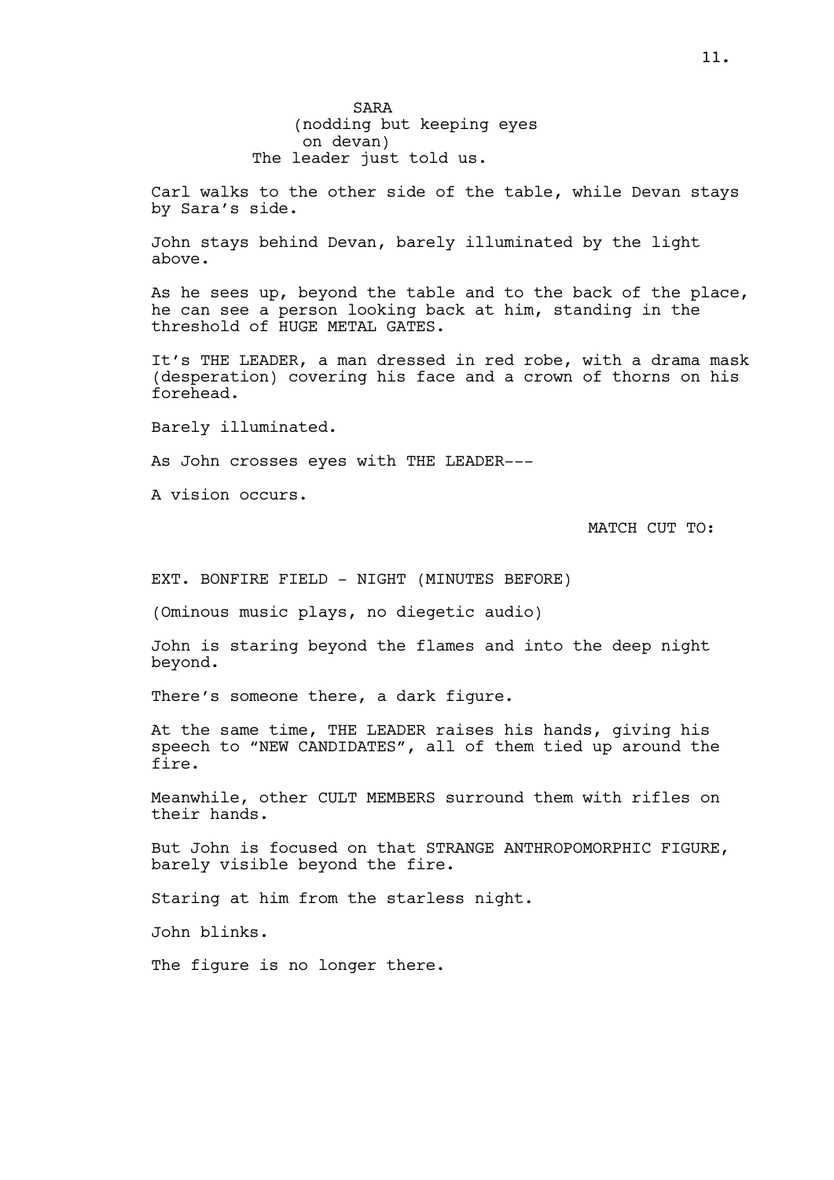SARA
(nodding but keeping eyes on devan)
The leader just told us.

Carl walks to the other side of the table, while Devan stays by Sara's side.

John stays behind Devan, barely illuminated by the light above.

As he sees up, beyond the table and to the back of the place, he can see a person looking back at him, standing in the threshold of HUGE METAL GATES.

It's THE LEADER, a man dressed in red robe, with a drama mask (desperation) covering his face and a crown of thorns on his forehead.

Barely illuminated.

As John crosses eyes with THE LEADER---

A vision occurs.

MATCH CUT TO:

EXT. BONFIRE FIELD - NIGHT (MINUTES BEFORE)

(Ominous music plays, no diegetic audio)

John is staring beyond the flames and into the deep night beyond.

There's someone there, a dark figure.

At the same time, THE LEADER raises his hands, giving his speech to "NEW CANDIDATES", all of them tied up around the fire.

Meanwhile, other CULT MEMBERS surround them with rifles on their hands.

But John is focused on that STRANGE ANTHROPOMORPHIC FIGURE, barely visible beyond the fire.

Staring at him from the starless night.

John blinks.

The figure is no longer there.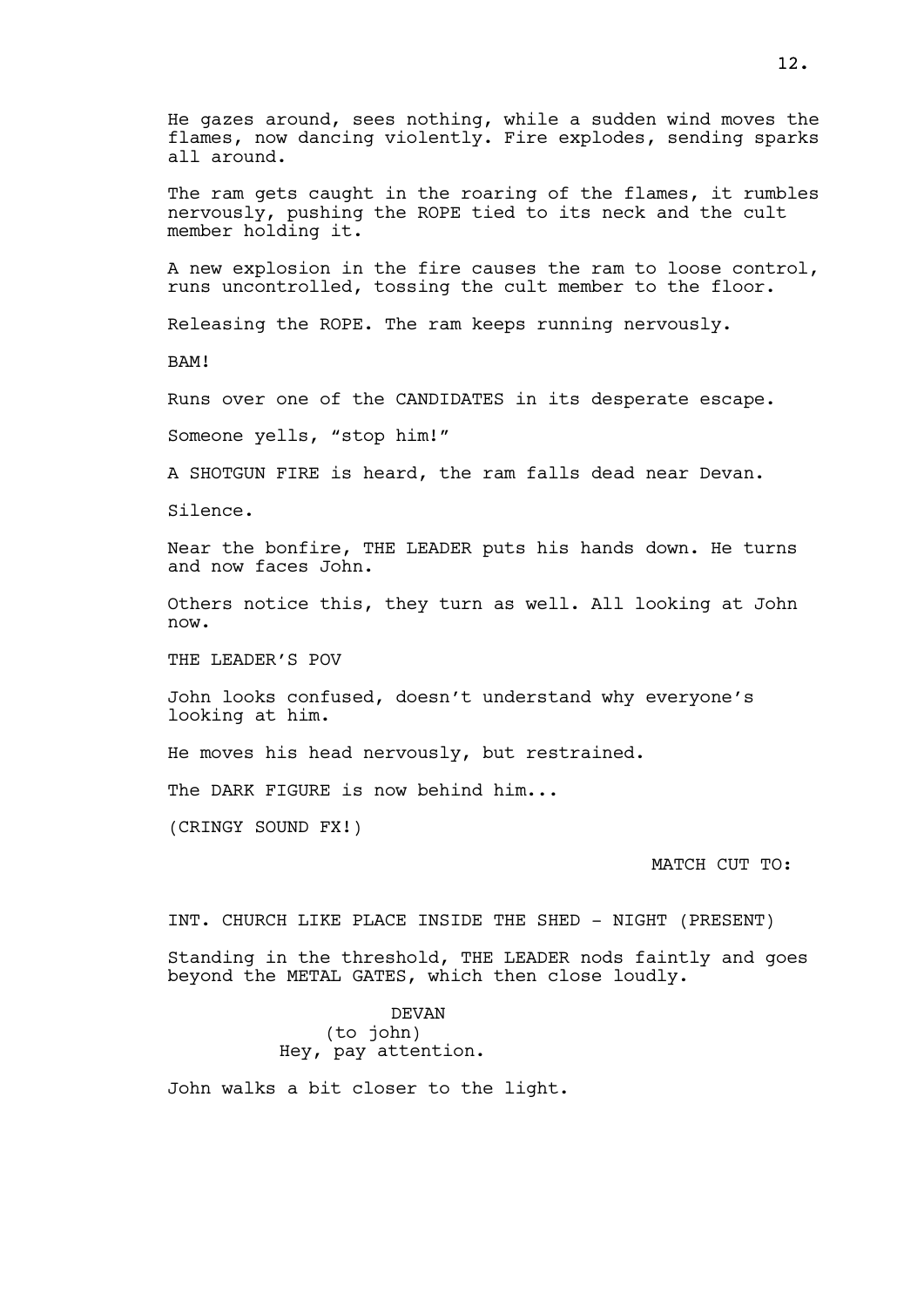He gazes around, sees nothing, while a sudden wind moves the flames, now dancing violently. Fire explodes, sending sparks all around.

The ram gets caught in the roaring of the flames, it rumbles nervously, pushing the ROPE tied to its neck and the cult member holding it.

A new explosion in the fire causes the ram to loose control, runs uncontrolled, tossing the cult member to the floor.

Releasing the ROPE. The ram keeps running nervously.

BAM!

Runs over one of the CANDIDATES in its desperate escape.

Someone yells, "stop him!"

A SHOTGUN FIRE is heard, the ram falls dead near Devan.

Silence.

Near the bonfire, THE LEADER puts his hands down. He turns and now faces John.

Others notice this, they turn as well. All looking at John now.

THE LEADER'S POV

John looks confused, doesn't understand why everyone's looking at him.

He moves his head nervously, but restrained.

The DARK FIGURE is now behind him...

(CRINGY SOUND FX!)

MATCH CUT TO:

INT. CHURCH LIKE PLACE INSIDE THE SHED - NIGHT (PRESENT)

Standing in the threshold, THE LEADER nods faintly and goes beyond the METAL GATES, which then close loudly.

DEVAN
(to john)
Hey, pay attention.

John walks a bit closer to the light.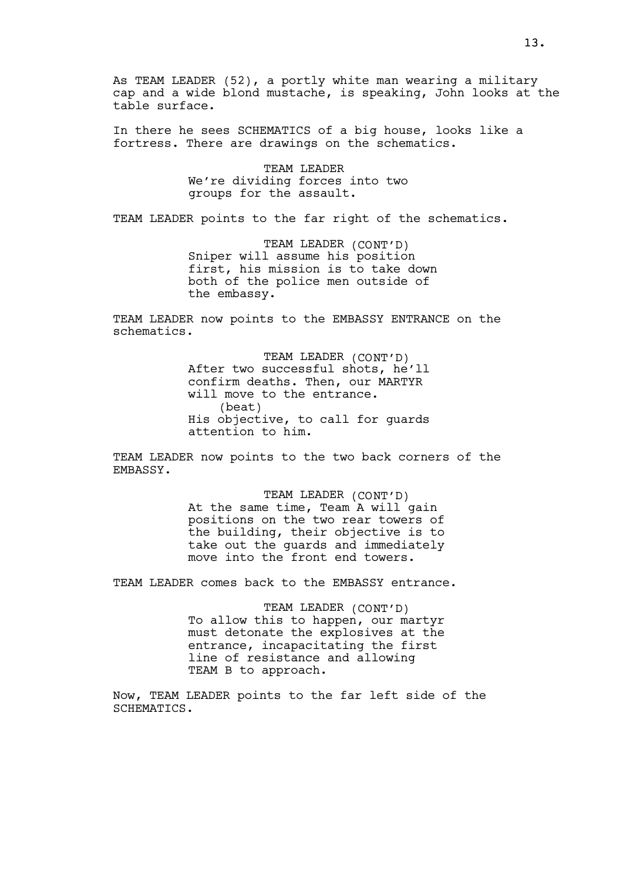As TEAM LEADER (52), a portly white man wearing a military cap and a wide blond mustache, is speaking, John looks at the table surface.

In there he sees SCHEMATICS of a big house, looks like a fortress. There are drawings on the schematics.

TEAM LEADER
We're dividing forces into two groups for the assault.

TEAM LEADER points to the far right of the schematics.

TEAM LEADER (CONT'D)
Sniper will assume his position first, his mission is to take down both of the police men outside of the embassy.

TEAM LEADER now points to the EMBASSY ENTRANCE on the schematics.

TEAM LEADER (CONT'D)
After two successful shots, he'll confirm deaths. Then, our MARTYR will move to the entrance.
(beat)
His objective, to call for guards attention to him.

TEAM LEADER now points to the two back corners of the EMBASSY.

TEAM LEADER (CONT'D)
At the same time, Team A will gain positions on the two rear towers of the building, their objective is to take out the guards and immediately move into the front end towers.

TEAM LEADER comes back to the EMBASSY entrance.

TEAM LEADER (CONT'D)
To allow this to happen, our martyr must detonate the explosives at the entrance, incapacitating the first line of resistance and allowing TEAM B to approach.

Now, TEAM LEADER points to the far left side of the SCHEMATICS.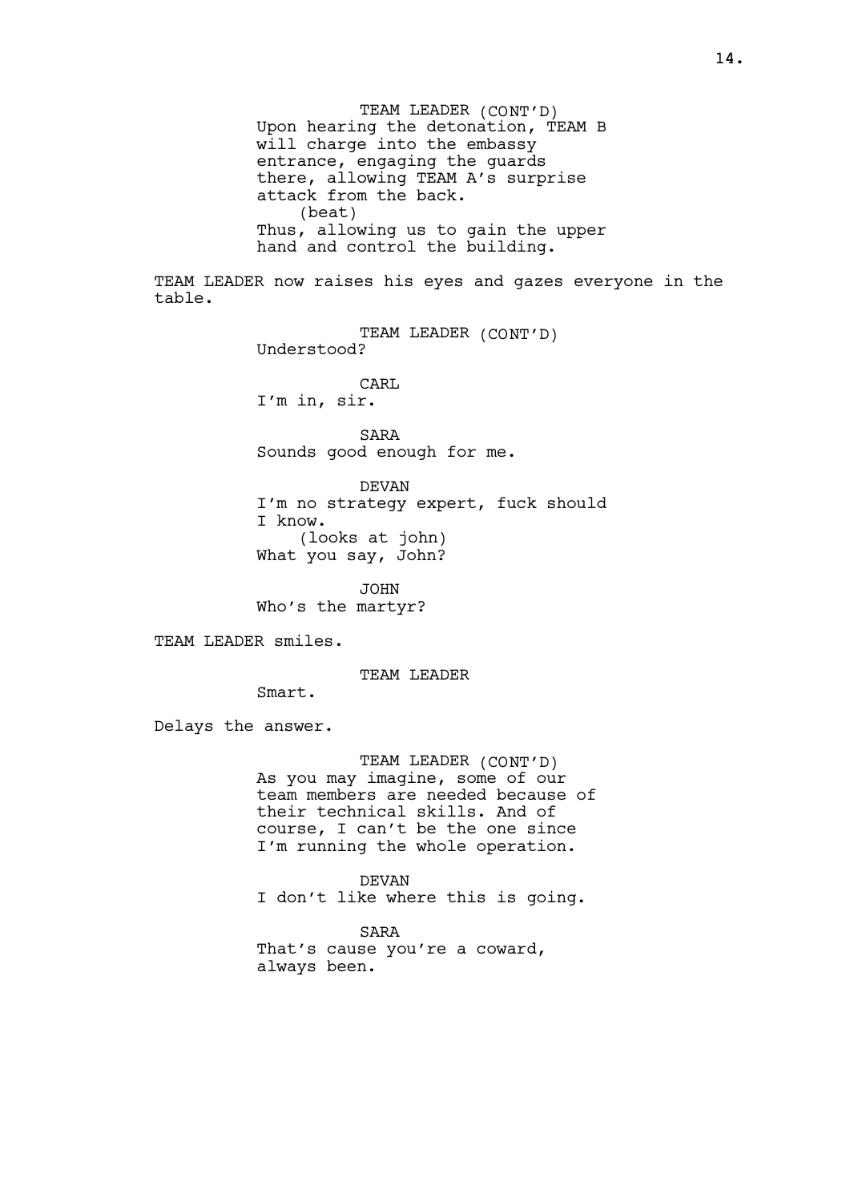TEAM LEADER (CONT'D)
Upon hearing the detonation, TEAM B will charge into the embassy entrance, engaging the guards there, allowing TEAM A's surprise attack from the back.
(beat)
Thus, allowing us to gain the upper hand and control the building.

TEAM LEADER now raises his eyes and gazes everyone in the table.

TEAM LEADER (CONT'D)
Understood?

CARL
I'm in, sir.

SARA
Sounds good enough for me.

DEVAN
I'm no strategy expert, fuck should I know.
(looks at john)
What you say, John?

JOHN
Who's the martyr?

TEAM LEADER smiles.

TEAM LEADER
Smart.

Delays the answer.

TEAM LEADER (CONT'D)
As you may imagine, some of our team members are needed because of their technical skills. And of course, I can't be the one since I'm running the whole operation.

DEVAN
I don't like where this is going.

SARA
That's cause you're a coward, always been.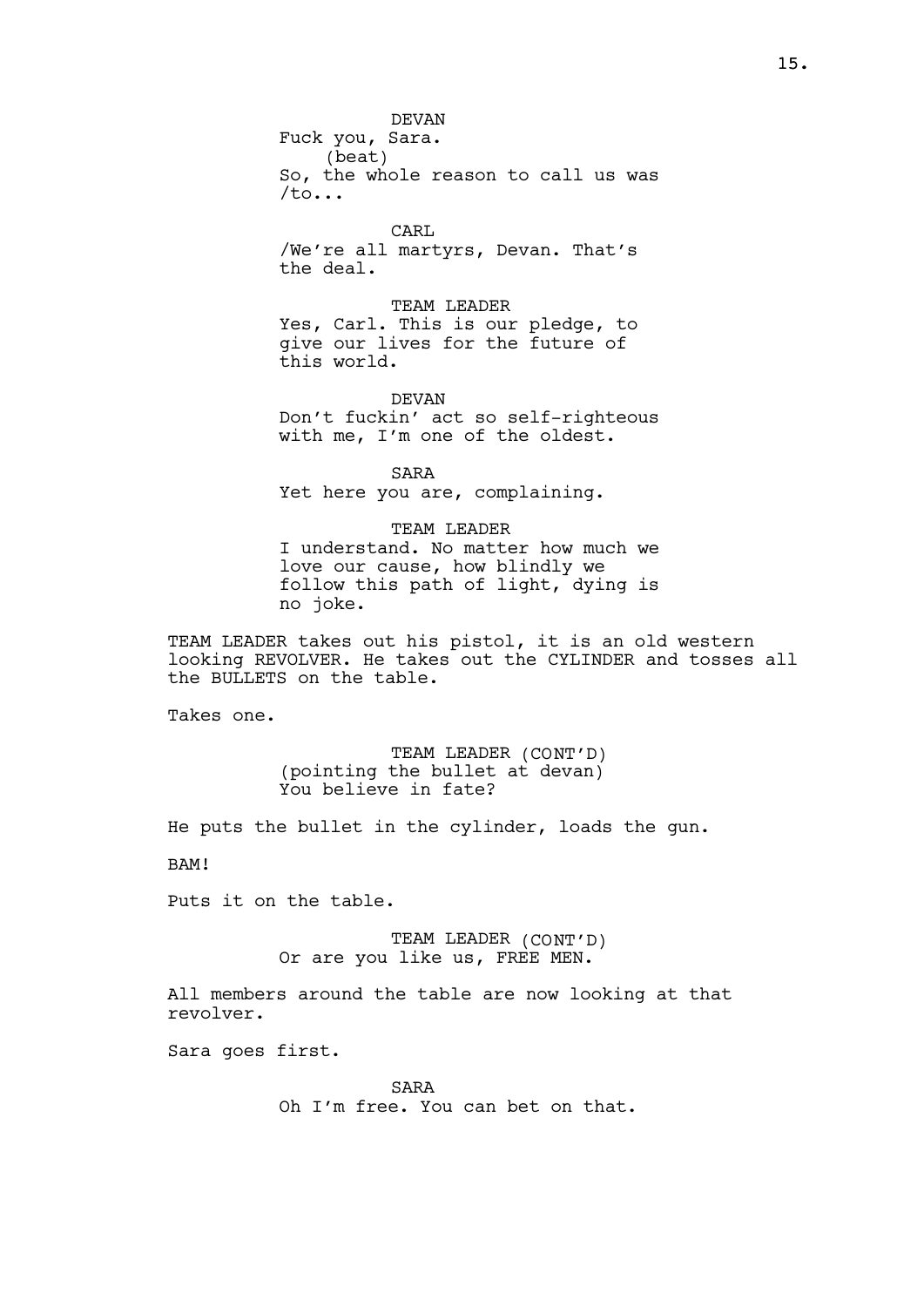DEVAN
Fuck you, Sara.
(beat)
So, the whole reason to call us was /to...

CARL
/We're all martyrs, Devan. That's the deal.

TEAM LEADER
Yes, Carl. This is our pledge, to give our lives for the future of this world.

DEVAN
Don't fuckin' act so self-righteous with me, I'm one of the oldest.

SARA
Yet here you are, complaining.

TEAM LEADER
I understand. No matter how much we love our cause, how blindly we follow this path of light, dying is no joke.

TEAM LEADER takes out his pistol, it is an old western looking REVOLVER. He takes out the CYLINDER and tosses all the BULLETS on the table.

Takes one.

TEAM LEADER (CONT'D)
(pointing the bullet at devan)
You believe in fate?

He puts the bullet in the cylinder, loads the gun.

BAM!

Puts it on the table.

TEAM LEADER (CONT'D)
Or are you like us, FREE MEN.

All members around the table are now looking at that revolver.

Sara goes first.

SARA
Oh I'm free. You can bet on that.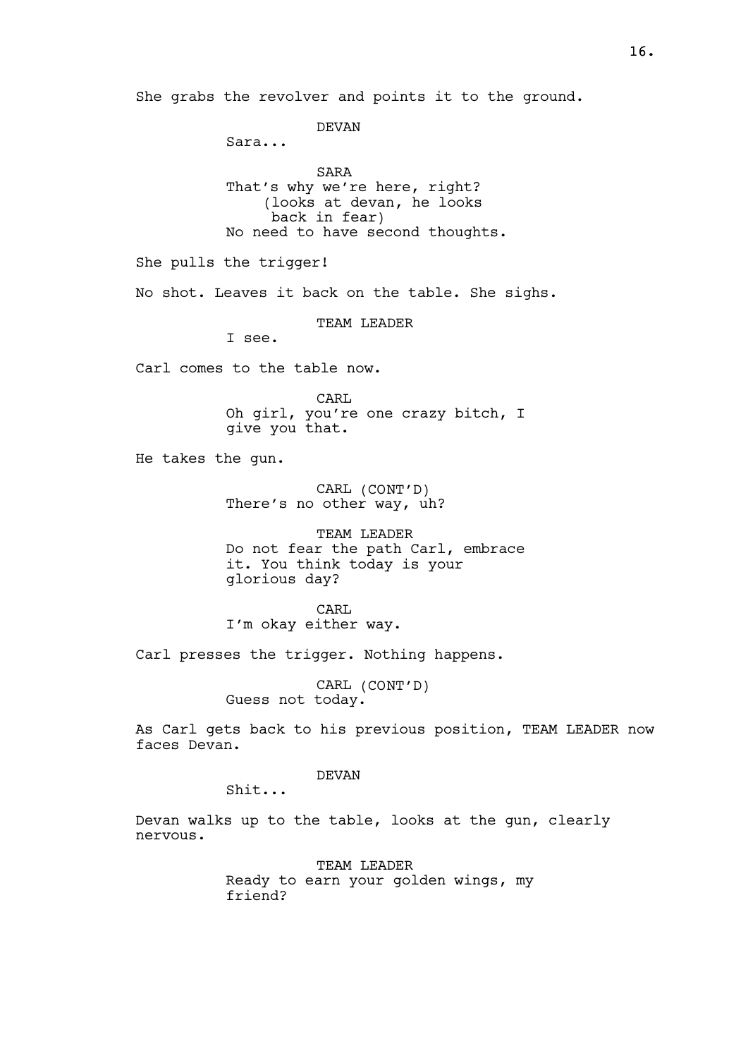She grabs the revolver and points it to the ground.

DEVAN
Sara...

SARA
That's why we're here, right?
(looks at devan, he looks back in fear)
No need to have second thoughts.

She pulls the trigger!

No shot. Leaves it back on the table. She sighs.

TEAM LEADER
I see.

Carl comes to the table now.

CARL
Oh girl, you're one crazy bitch, I give you that.

He takes the gun.

CARL (CONT'D)
There's no other way, uh?

TEAM LEADER
Do not fear the path Carl, embrace it. You think today is your glorious day?

CARL
I'm okay either way.

Carl presses the trigger. Nothing happens.

CARL (CONT'D)
Guess not today.

As Carl gets back to his previous position, TEAM LEADER now faces Devan.

DEVAN
Shit...

Devan walks up to the table, looks at the gun, clearly nervous.

TEAM LEADER
Ready to earn your golden wings, my friend?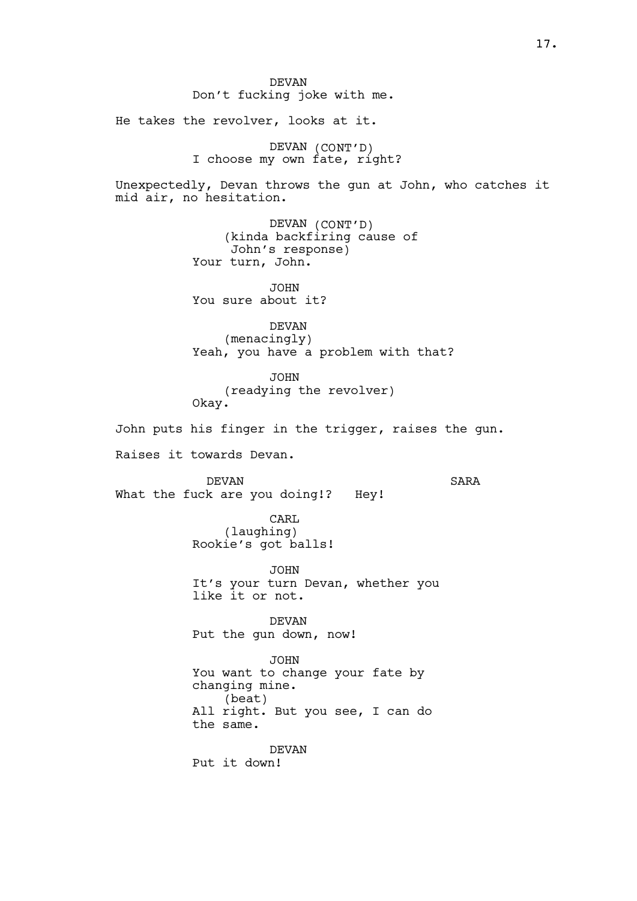DEVAN
Don't fucking joke with me.

He takes the revolver, looks at it.

DEVAN (CONT'D)
I choose my own fate, right?

Unexpectedly, Devan throws the gun at John, who catches it mid air, no hesitation.

DEVAN (CONT'D)
(kinda backfiring cause of John's response)
Your turn, John.

JOHN
You sure about it?

DEVAN
(menacingly)
Yeah, you have a problem with that?

JOHN
(readying the revolver)
Okay.

John puts his finger in the trigger, raises the gun.

Raises it towards Devan.

DEVAN
What the fuck are you doing!?

SARA
Hey!

CARL
(laughing)
Rookie's got balls!

JOHN
It's your turn Devan, whether you like it or not.

DEVAN
Put the gun down, now!

JOHN
You want to change your fate by changing mine.
(beat)
All right. But you see, I can do the same.

DEVAN
Put it down!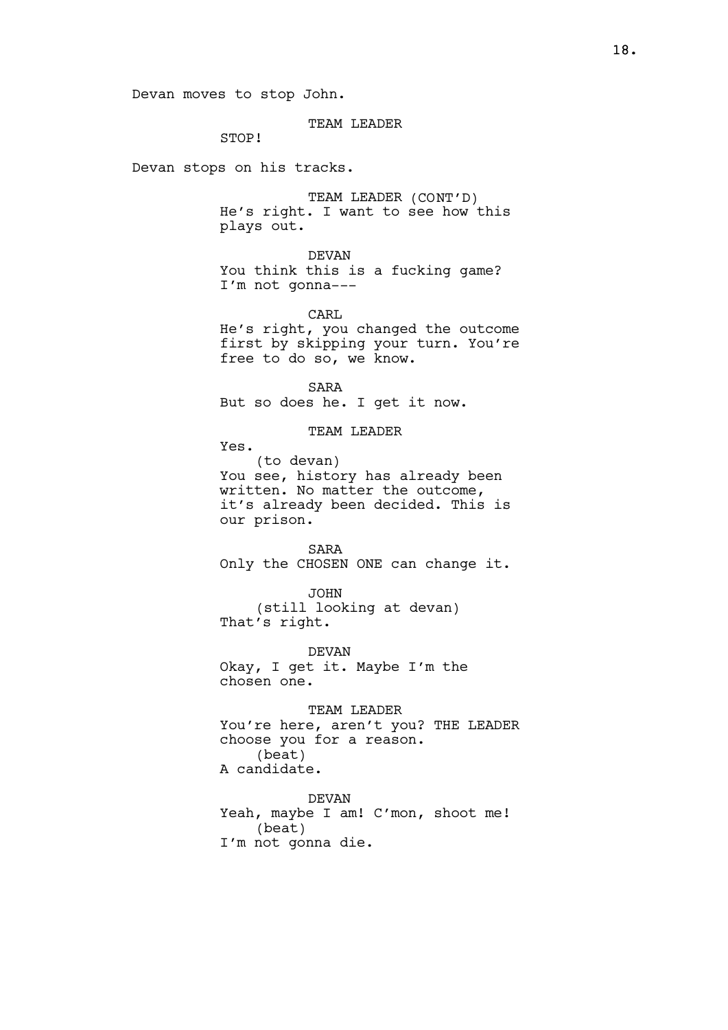Devan moves to stop John.

TEAM LEADER
STOP!

Devan stops on his tracks.

TEAM LEADER (CONT'D)
He's right. I want to see how this plays out.

DEVAN
You think this is a fucking game? I'm not gonna---

CARL
He's right, you changed the outcome first by skipping your turn. You're free to do so, we know.

SARA
But so does he. I get it now.

TEAM LEADER
Yes.
(to devan)
You see, history has already been written. No matter the outcome, it's already been decided. This is our prison.

SARA
Only the CHOSEN ONE can change it.

JOHN
(still looking at devan)
That's right.

DEVAN
Okay, I get it. Maybe I'm the chosen one.

TEAM LEADER
You're here, aren't you? THE LEADER choose you for a reason.
(beat)
A candidate.

DEVAN
Yeah, maybe I am! C'mon, shoot me!
(beat)
I'm not gonna die.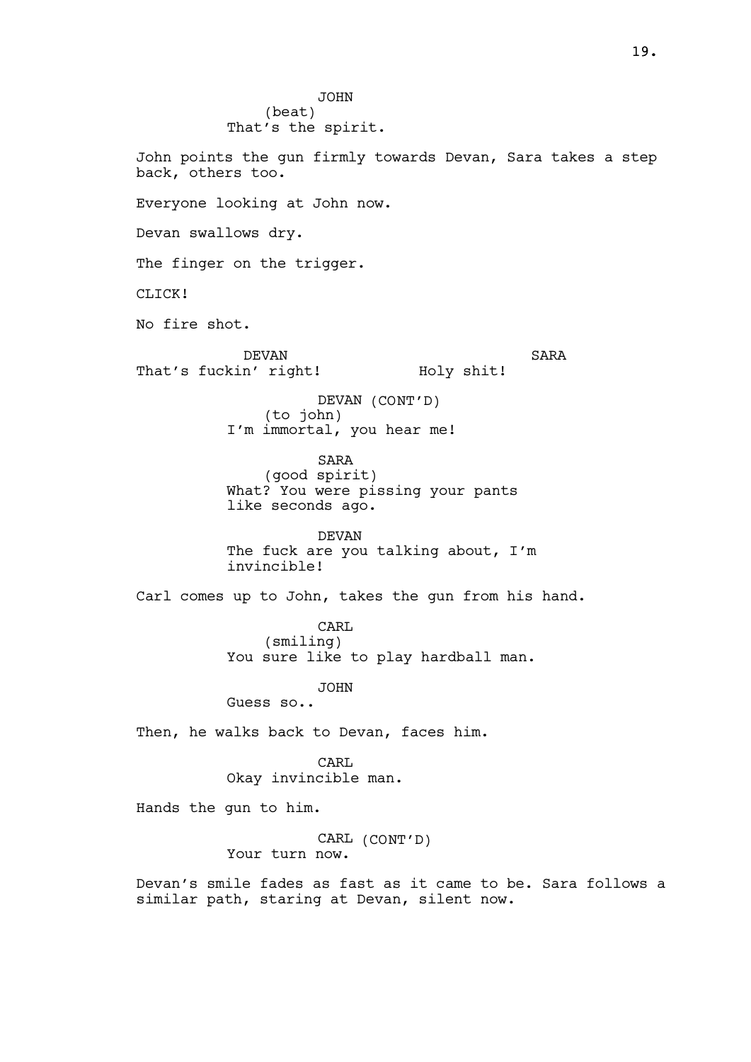JOHN
(beat)
That's the spirit.

John points the gun firmly towards Devan, Sara takes a step back, others too.

Everyone looking at John now.

Devan swallows dry.

The finger on the trigger.

CLICK!

No fire shot.

DEVAN
That's fuckin' right!

SARA
Holy shit!

DEVAN (CONT'D)
(to john)
I'm immortal, you hear me!

SARA
(good spirit)
What? You were pissing your pants like seconds ago.

DEVAN
The fuck are you talking about, I'm invincible!

Carl comes up to John, takes the gun from his hand.

CARL
(smiling)
You sure like to play hardball man.

JOHN
Guess so..

Then, he walks back to Devan, faces him.

CARL
Okay invincible man.

Hands the gun to him.

CARL (CONT'D)
Your turn now.

Devan's smile fades as fast as it came to be. Sara follows a similar path, staring at Devan, silent now.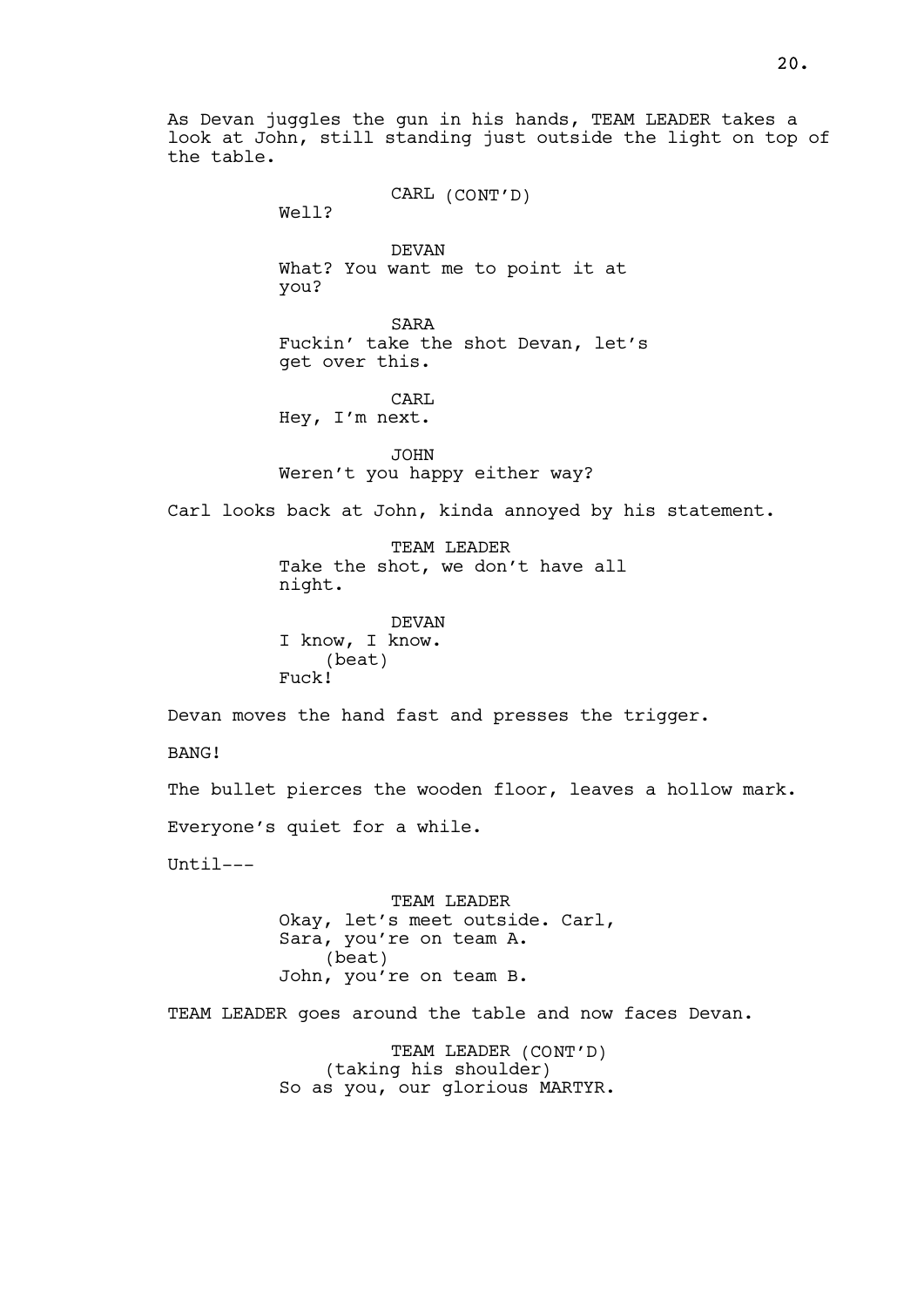As Devan juggles the gun in his hands, TEAM LEADER takes a look at John, still standing just outside the light on top of the table.

CARL (CONT'D)
Well?

DEVAN
What? You want me to point it at you?

SARA
Fuckin' take the shot Devan, let's get over this.

CARL
Hey, I'm next.

JOHN
Weren't you happy either way?

Carl looks back at John, kinda annoyed by his statement.

TEAM LEADER
Take the shot, we don't have all night.

DEVAN
I know, I know.
(beat)
Fuck!

Devan moves the hand fast and presses the trigger.

BANG!

The bullet pierces the wooden floor, leaves a hollow mark.

Everyone's quiet for a while.

Until---

TEAM LEADER
Okay, let's meet outside. Carl, Sara, you're on team A.
(beat)
John, you're on team B.

TEAM LEADER goes around the table and now faces Devan.

TEAM LEADER (CONT'D)
(taking his shoulder)
So as you, our glorious MARTYR.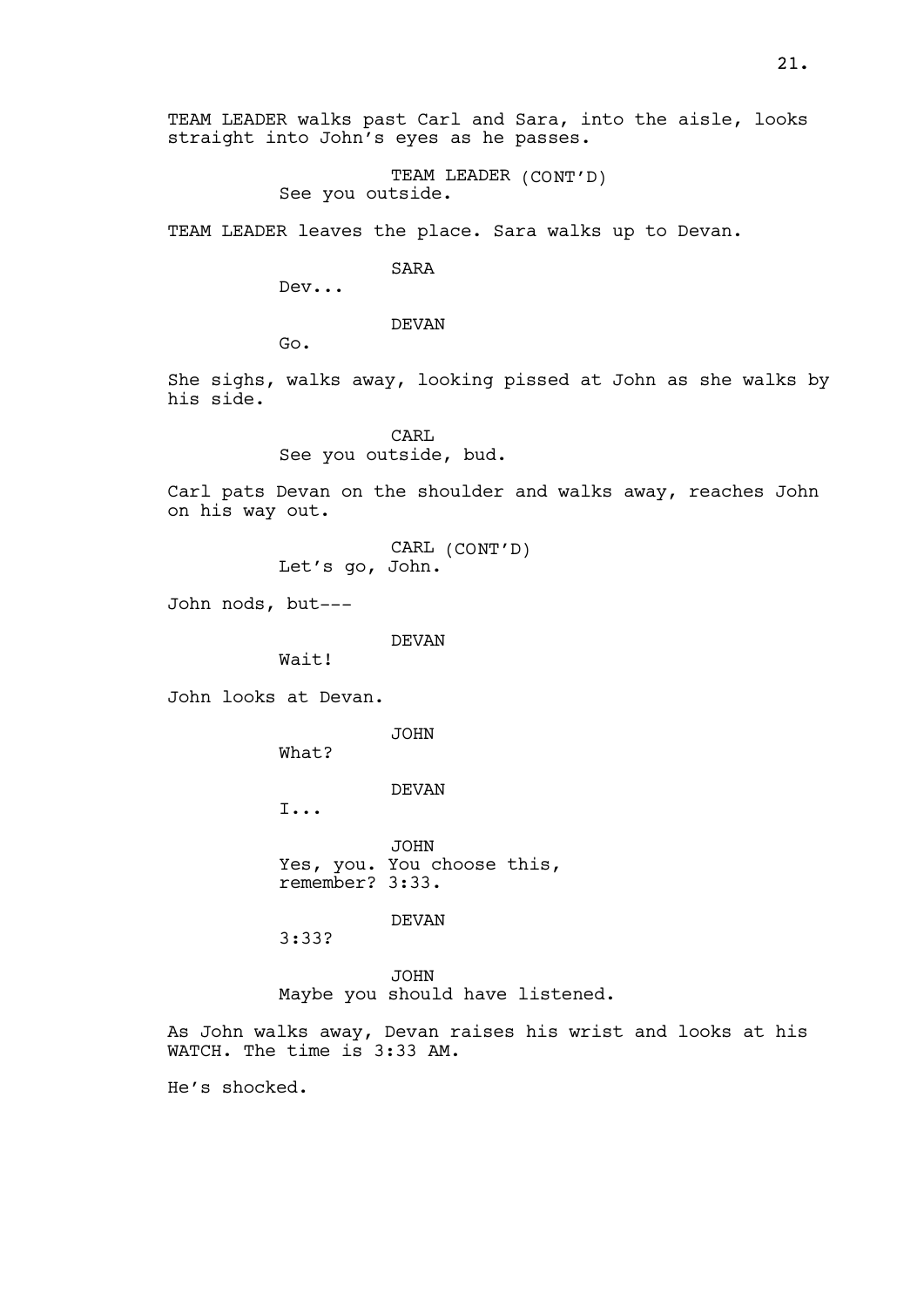TEAM LEADER walks past Carl and Sara, into the aisle, looks straight into John's eyes as he passes.

TEAM LEADER (CONT'D)
See you outside.

TEAM LEADER leaves the place. Sara walks up to Devan.

SARA
Dev...

DEVAN
Go.

She sighs, walks away, looking pissed at John as she walks by his side.

CARL
See you outside, bud.

Carl pats Devan on the shoulder and walks away, reaches John on his way out.

CARL (CONT'D)
Let's go, John.

John nods, but---

DEVAN
Wait!

John looks at Devan.

JOHN
What?

DEVAN
I...

JOHN
Yes, you. You choose this, remember? 3:33.

DEVAN
3:33?

JOHN
Maybe you should have listened.

As John walks away, Devan raises his wrist and looks at his WATCH. The time is 3:33 AM.

He's shocked.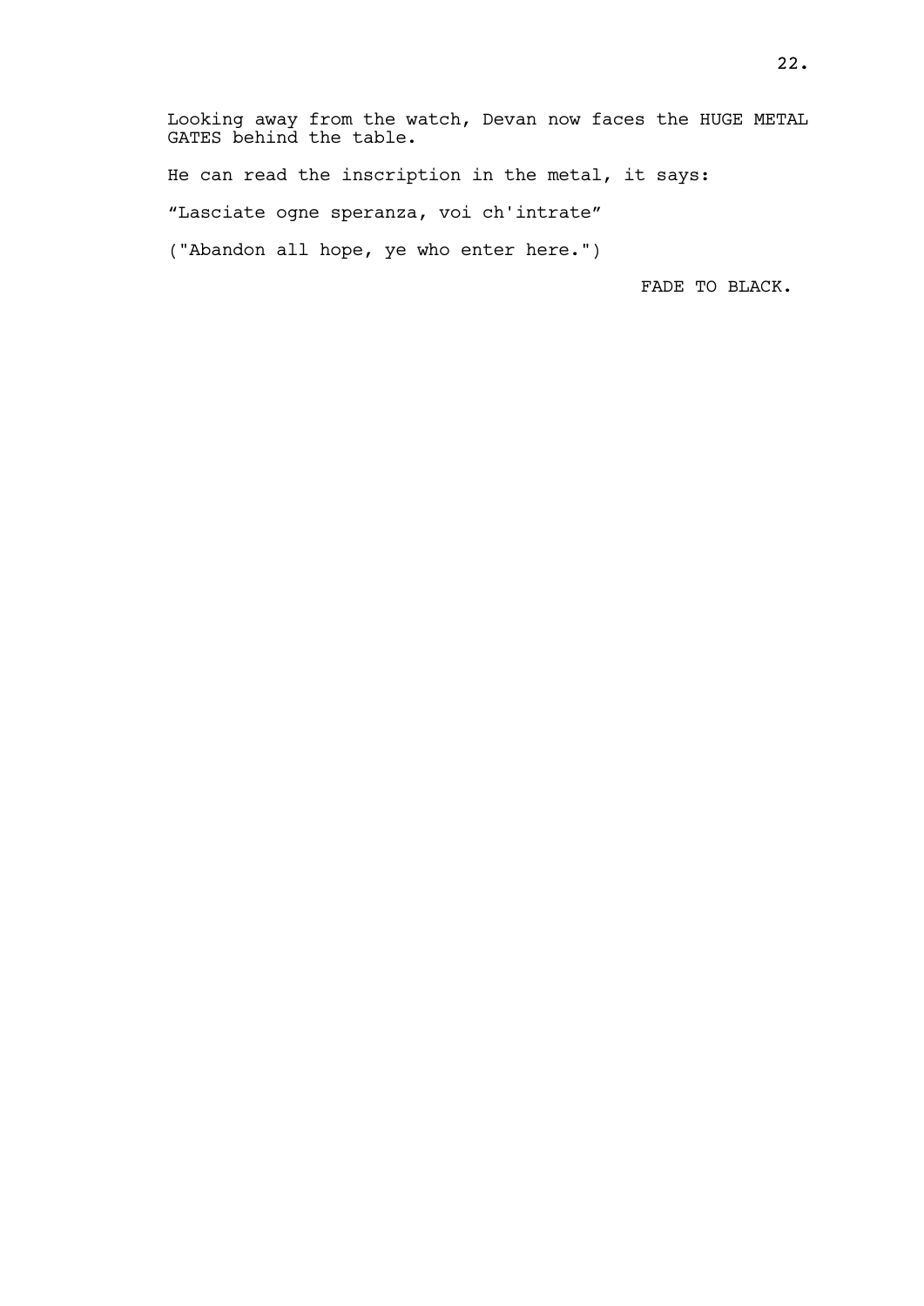Looking away from the watch, Devan now faces the HUGE METAL GATES behind the table.

He can read the inscription in the metal, it says:

“Lasciate ogne speranza, voi ch'intrate”

("Abandon all hope, ye who enter here.")

FADE TO BLACK.